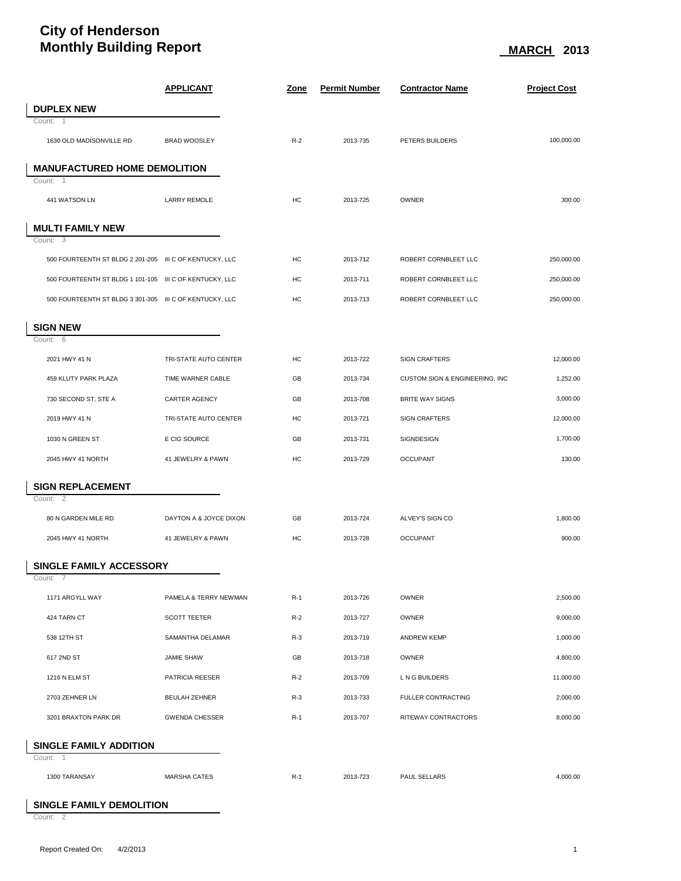# City of Henderson
# Monthly Building Report

**MARCH 2013**

| | APPLICANT | Zone | Permit Number | Contractor Name | Project Cost |
|---|---|---|---|---|---|
| **DUPLEX NEW** | | | | | |
| Count: 1 | | | | | |
| 1630 OLD MADISONVILLE RD | BRAD WOOSLEY | R-2 | 2013-735 | PETERS BUILDERS | 100,000.00 |
| **MANUFACTURED HOME DEMOLITION** | | | | | |
| Count: 1 | | | | | |
| 441 WATSON LN | LARRY REMOLE | HC | 2013-725 | OWNER | 300.00 |
| **MULTI FAMILY NEW** | | | | | |
| Count: 3 | | | | | |
| 500 FOURTEENTH ST BLDG 2 201-205 | III C OF KENTUCKY, LLC | HC | 2013-712 | ROBERT CORNBLEET LLC | 250,000.00 |
| 500 FOURTEENTH ST BLDG 1 101-105 | III C OF KENTUCKY, LLC | HC | 2013-711 | ROBERT CORNBLEET LLC | 250,000.00 |
| 500 FOURTEENTH ST BLDG 3 301-305 | III C OF KENTUCKY, LLC | HC | 2013-713 | ROBERT CORNBLEET LLC | 250,000.00 |
| **SIGN NEW** | | | | | |
| Count: 6 | | | | | |
| 2021 HWY 41 N | TRI-STATE AUTO CENTER | HC | 2013-722 | SIGN CRAFTERS | 12,000.00 |
| 459 KLUTY PARK PLAZA | TIME WARNER CABLE | GB | 2013-734 | CUSTOM SIGN & ENGINEERING, INC | 1,252.00 |
| 730 SECOND ST, STE A | CARTER AGENCY | GB | 2013-708 | BRITE WAY SIGNS | 3,000.00 |
| 2019 HWY 41 N | TRI-STATE AUTO CENTER | HC | 2013-721 | SIGN CRAFTERS | 12,000.00 |
| 1030 N GREEN ST | E CIG SOURCE | GB | 2013-731 | SIGNDESIGN | 1,700.00 |
| 2045 HWY 41 NORTH | 41 JEWELRY & PAWN | HC | 2013-729 | OCCUPANT | 130.00 |
| **SIGN REPLACEMENT** | | | | | |
| Count: 2 | | | | | |
| 80 N GARDEN MILE RD | DAYTON A & JOYCE DIXON | GB | 2013-724 | ALVEY'S SIGN CO | 1,800.00 |
| 2045 HWY 41 NORTH | 41 JEWELRY & PAWN | HC | 2013-728 | OCCUPANT | 900.00 |
| **SINGLE FAMILY ACCESSORY** | | | | | |
| Count: 7 | | | | | |
| 1171 ARGYLL WAY | PAMELA & TERRY NEWMAN | R-1 | 2013-726 | OWNER | 2,500.00 |
| 424 TARN CT | SCOTT TEETER | R-2 | 2013-727 | OWNER | 9,000.00 |
| 538 12TH ST | SAMANTHA DELAMAR | R-3 | 2013-719 | ANDREW KEMP | 1,000.00 |
| 617 2ND ST | JAMIE SHAW | GB | 2013-718 | OWNER | 4,800.00 |
| 1216 N ELM ST | PATRICIA REESER | R-2 | 2013-709 | L N G BUILDERS | 11,000.00 |
| 2703 ZEHNER LN | BEULAH ZEHNER | R-3 | 2013-733 | FULLER CONTRACTING | 2,000.00 |
| 3201 BRAXTON PARK DR | GWENDA CHESSER | R-1 | 2013-707 | RITEWAY CONTRACTORS | 8,000.00 |
| **SINGLE FAMILY ADDITION** | | | | | |
| Count: 1 | | | | | |
| 1300 TARANSAY | MARSHA CATES | R-1 | 2013-723 | PAUL SELLARS | 4,000.00 |
| **SINGLE FAMILY DEMOLITION** | | | | | |
| Count: 2 | | | | | |

Report Created On: 4/2/2013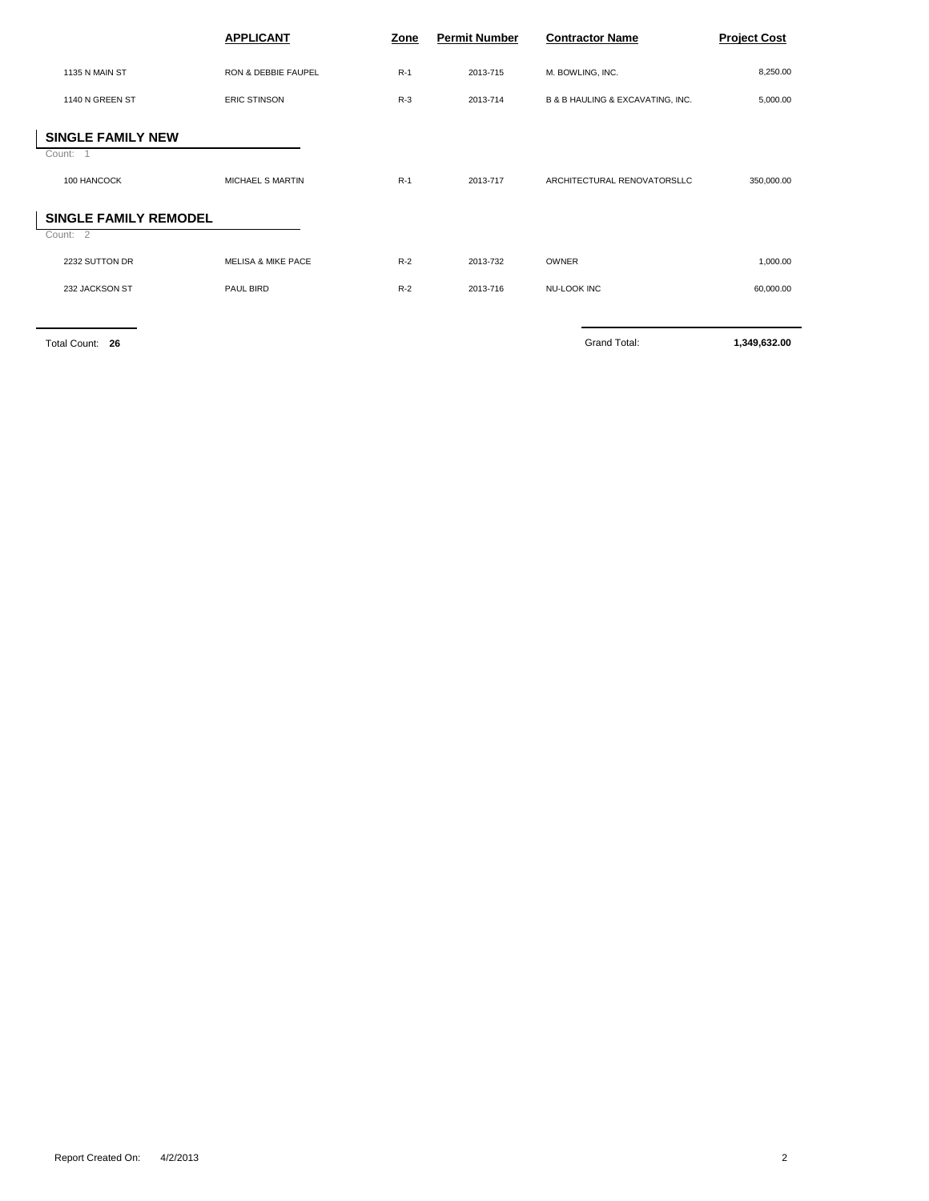| | APPLICANT | Zone | Permit Number | Contractor Name | Project Cost |
|---|---|---|---|---|---|
| 1135 N MAIN ST | RON & DEBBIE FAUPEL | R-1 | 2013-715 | M. BOWLING, INC. | 8,250.00 |
| 1140 N GREEN ST | ERIC STINSON | R-3 | 2013-714 | B & B HAULING & EXCAVATING, INC. | 5,000.00 |

## SINGLE FAMILY NEW

Count: 1

| | | | | | |
|---|---|---|---|---|---|
| 100 HANCOCK | MICHAEL S MARTIN | R-1 | 2013-717 | ARCHITECTURAL RENOVATORSLLC | 350,000.00 |

## SINGLE FAMILY REMODEL

Count: 2

| | | | | | |
|---|---|---|---|---|---|
| 2232 SUTTON DR | MELISA & MIKE PACE | R-2 | 2013-732 | OWNER | 1,000.00 |
| 232 JACKSON ST | PAUL BIRD | R-2 | 2013-716 | NU-LOOK INC | 60,000.00 |

Total Count: **26**

Grand Total: **1,349,632.00**

Report Created On: 4/2/2013